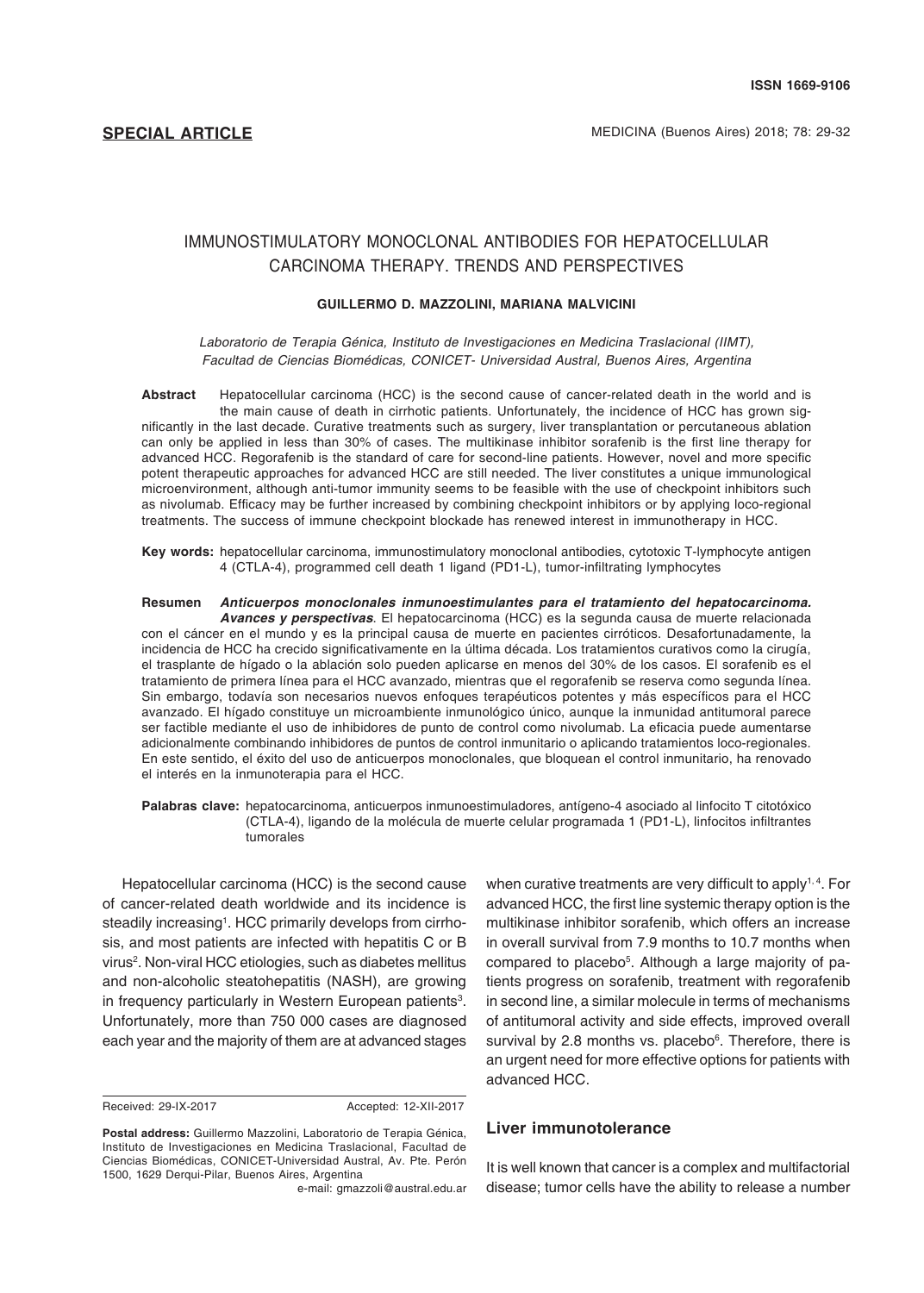**SPECIAL ARTICLE**

# IMMUNOSTIMULATORY MONOCLONAL ANTIBODIES FOR HEPATOCELLULAR CARCINOMA THERAPY. TRENDS AND PERSPECTIVES

**GUILLERMO D. MAZZOLINI, MARIANA MALVICINI**

*Laboratorio de Terapia Génica, Instituto de Investigaciones en Medicina Traslacional (IIMT), Facultad de Ciencias Biomédicas, CONICET- Universidad Austral, Buenos Aires, Argentina*

**Abstract** Hepatocellular carcinoma (HCC) is the second cause of cancer-related death in the world and is the main cause of death in cirrhotic patients. Unfortunately, the incidence of HCC has grown significantly in the last decade. Curative treatments such as surgery, liver transplantation or percutaneous ablation can only be applied in less than 30% of cases. The multikinase inhibitor sorafenib is the first line therapy for advanced HCC. Regorafenib is the standard of care for second-line patients. However, novel and more specific potent therapeutic approaches for advanced HCC are still needed. The liver constitutes a unique immunological microenvironment, although anti-tumor immunity seems to be feasible with the use of checkpoint inhibitors such as nivolumab. Efficacy may be further increased by combining checkpoint inhibitors or by applying loco-regional treatments. The success of immune checkpoint blockade has renewed interest in immunotherapy in HCC.

**Key words:** hepatocellular carcinoma, immunostimulatory monoclonal antibodies, cytotoxic T-lymphocyte antigen 4 (CTLA-4), programmed cell death 1 ligand (PD1-L), tumor-infiltrating lymphocytes

**Resumen** ***Anticuerpos monoclonales inmunoestimulantes para el tratamiento del hepatocarcinoma. Avances y perspectivas***. El hepatocarcinoma (HCC) es la segunda causa de muerte relacionada con el cáncer en el mundo y es la principal causa de muerte en pacientes cirróticos. Desafortunadamente, la incidencia de HCC ha crecido significativamente en la última década. Los tratamientos curativos como la cirugía, el trasplante de hígado o la ablación solo pueden aplicarse en menos del 30% de los casos. El sorafenib es el tratamiento de primera línea para el HCC avanzado, mientras que el regorafenib se reserva como segunda línea. Sin embargo, todavía son necesarios nuevos enfoques terapéuticos potentes y más específicos para el HCC avanzado. El hígado constituye un microambiente inmunológico único, aunque la inmunidad antitumoral parece ser factible mediante el uso de inhibidores de punto de control como nivolumab. La eficacia puede aumentarse adicionalmente combinando inhibidores de puntos de control inmunitario o aplicando tratamientos loco-regionales. En este sentido, el éxito del uso de anticuerpos monoclonales, que bloquean el control inmunitario, ha renovado el interés en la inmunoterapia para el HCC.

**Palabras clave:** hepatocarcinoma, anticuerpos inmunoestimuladores, antígeno-4 asociado al linfocito T citotóxico (CTLA-4), ligando de la molécula de muerte celular programada 1 (PD1-L), linfocitos infiltrantes tumorales

Hepatocellular carcinoma (HCC) is the second cause of cancer-related death worldwide and its incidence is steadily increasing[1]. HCC primarily develops from cirrhosis, and most patients are infected with hepatitis C or B virus[2]. Non-viral HCC etiologies, such as diabetes mellitus and non-alcoholic steatohepatitis (NASH), are growing in frequency particularly in Western European patients[3]. Unfortunately, more than 750 000 cases are diagnosed each year and the majority of them are at advanced stages when curative treatments are very difficult to apply[1, 4]. For advanced HCC, the first line systemic therapy option is the multikinase inhibitor sorafenib, which offers an increase in overall survival from 7.9 months to 10.7 months when compared to placebo[5]. Although a large majority of patients progress on sorafenib, treatment with regorafenib in second line, a similar molecule in terms of mechanisms of antitumoral activity and side effects, improved overall survival by 2.8 months vs. placebo[6]. Therefore, there is an urgent need for more effective options for patients with advanced HCC.

Received: 29-IX-2017 Accepted: 12-XII-2017

**Postal address:** Guillermo Mazzolini, Laboratorio de Terapia Génica, Instituto de Investigaciones en Medicina Traslacional, Facultad de Ciencias Biomédicas, CONICET-Universidad Austral, Av. Pte. Perón 1500, 1629 Derqui-Pilar, Buenos Aires, Argentina
e-mail: gmazzoli@austral.edu.ar

## Liver immunotolerance

It is well known that cancer is a complex and multifactorial disease; tumor cells have the ability to release a number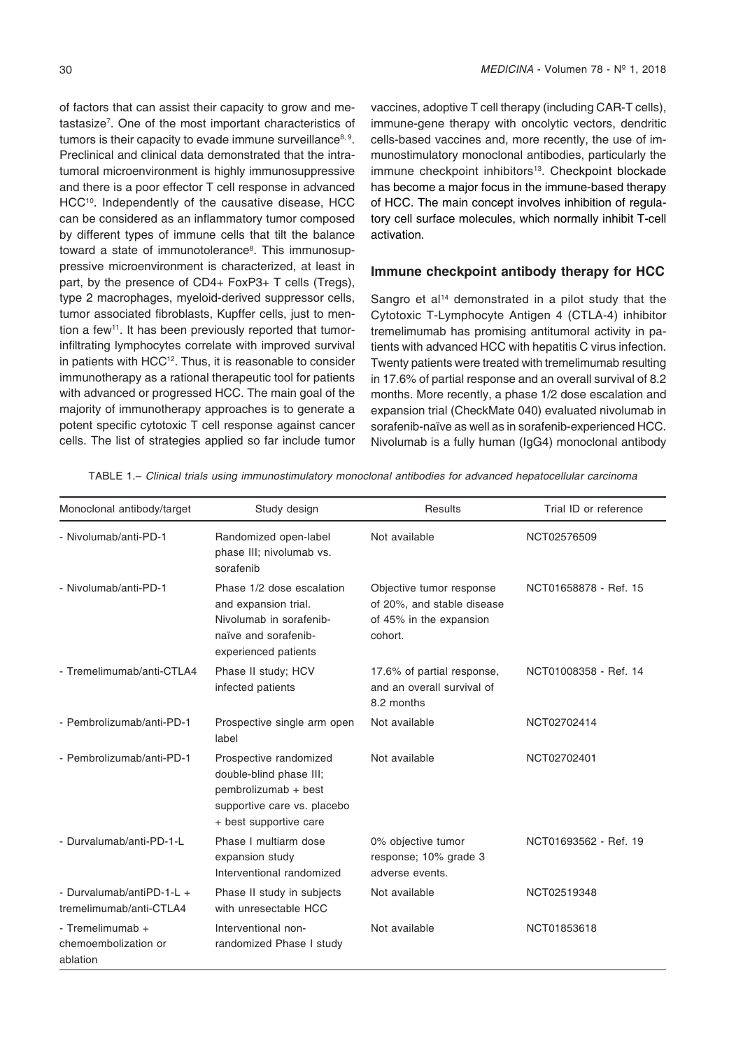of factors that can assist their capacity to grow and metastasize[7]. One of the most important characteristics of tumors is their capacity to evade immune surveillance[8, 9]. Preclinical and clinical data demonstrated that the intratumoral microenvironment is highly immunosuppressive and there is a poor effector T cell response in advanced HCC[10]. Independently of the causative disease, HCC can be considered as an inflammatory tumor composed by different types of immune cells that tilt the balance toward a state of immunotolerance[8]. This immunosuppressive microenvironment is characterized, at least in part, by the presence of CD4+ FoxP3+ T cells (Tregs), type 2 macrophages, myeloid-derived suppressor cells, tumor associated fibroblasts, Kupffer cells, just to mention a few[11]. It has been previously reported that tumor-infiltrating lymphocytes correlate with improved survival in patients with HCC[12]. Thus, it is reasonable to consider immunotherapy as a rational therapeutic tool for patients with advanced or progressed HCC. The main goal of the majority of immunotherapy approaches is to generate a potent specific cytotoxic T cell response against cancer cells. The list of strategies applied so far include tumor vaccines, adoptive T cell therapy (including CAR-T cells), immune-gene therapy with oncolytic vectors, dendritic cells-based vaccines and, more recently, the use of immunostimulatory monoclonal antibodies, particularly the immune checkpoint inhibitors[13]. Checkpoint blockade has become a major focus in the immune-based therapy of HCC. The main concept involves inhibition of regulatory cell surface molecules, which normally inhibit T-cell activation.

## Immune checkpoint antibody therapy for HCC

Sangro et al[14] demonstrated in a pilot study that the Cytotoxic T-Lymphocyte Antigen 4 (CTLA-4) inhibitor tremelimumab has promising antitumoral activity in patients with advanced HCC with hepatitis C virus infection. Twenty patients were treated with tremelimumab resulting in 17.6% of partial response and an overall survival of 8.2 months. More recently, a phase 1/2 dose escalation and expansion trial (CheckMate 040) evaluated nivolumab in sorafenib-naïve as well as in sorafenib-experienced HCC. Nivolumab is a fully human (IgG4) monoclonal antibody

TABLE 1.– *Clinical trials using immunostimulatory monoclonal antibodies for advanced hepatocellular carcinoma*

| Monoclonal antibody/target | Study design | Results | Trial ID or reference |
|---|---|---|---|
| - Nivolumab/anti-PD-1 | Randomized open-label phase III; nivolumab vs. sorafenib | Not available | NCT02576509 |
| - Nivolumab/anti-PD-1 | Phase 1/2 dose escalation and expansion trial. Nivolumab in sorafenib-naïve and sorafenib-experienced patients | Objective tumor response of 20%, and stable disease of 45% in the expansion cohort. | NCT01658878 - Ref. 15 |
| - Tremelimumab/anti-CTLA4 | Phase II study; HCV infected patients | 17.6% of partial response, and an overall survival of 8.2 months | NCT01008358 - Ref. 14 |
| - Pembrolizumab/anti-PD-1 | Prospective single arm open label | Not available | NCT02702414 |
| - Pembrolizumab/anti-PD-1 | Prospective randomized double-blind phase III; pembrolizumab + best supportive care vs. placebo + best supportive care | Not available | NCT02702401 |
| - Durvalumab/anti-PD-1-L | Phase I multiarm dose expansion study Interventional randomized | 0% objective tumor response; 10% grade 3 adverse events. | NCT01693562 - Ref. 19 |
| - Durvalumab/antiPD-1-L + tremelimumab/anti-CTLA4 | Phase II study in subjects with unresectable HCC | Not available | NCT02519348 |
| - Tremelimumab + chemoembolization or ablation | Interventional non-randomized Phase I study | Not available | NCT01853618 |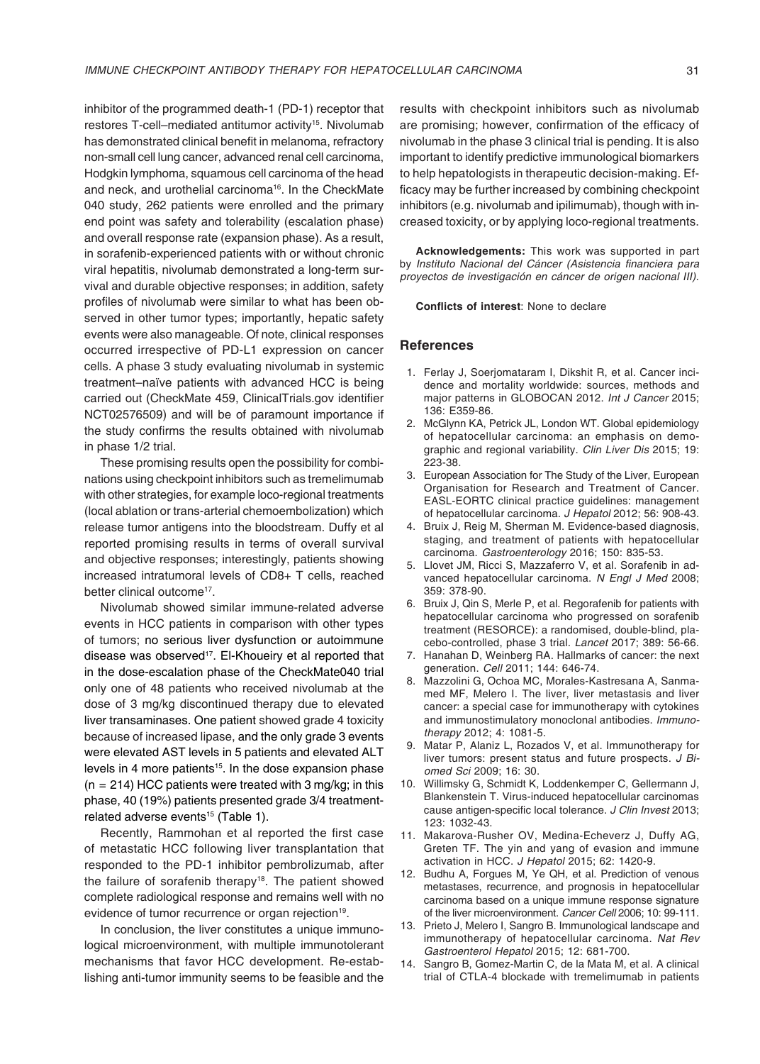inhibitor of the programmed death-1 (PD-1) receptor that restores T-cell–mediated antitumor activity[15]. Nivolumab has demonstrated clinical benefit in melanoma, refractory non-small cell lung cancer, advanced renal cell carcinoma, Hodgkin lymphoma, squamous cell carcinoma of the head and neck, and urothelial carcinoma[16]. In the CheckMate 040 study, 262 patients were enrolled and the primary end point was safety and tolerability (escalation phase) and overall response rate (expansion phase). As a result, in sorafenib-experienced patients with or without chronic viral hepatitis, nivolumab demonstrated a long-term survival and durable objective responses; in addition, safety profiles of nivolumab were similar to what has been observed in other tumor types; importantly, hepatic safety events were also manageable. Of note, clinical responses occurred irrespective of PD-L1 expression on cancer cells. A phase 3 study evaluating nivolumab in systemic treatment–naïve patients with advanced HCC is being carried out (CheckMate 459, ClinicalTrials.gov identifier NCT02576509) and will be of paramount importance if the study confirms the results obtained with nivolumab in phase 1/2 trial.

These promising results open the possibility for combinations using checkpoint inhibitors such as tremelimumab with other strategies, for example loco-regional treatments (local ablation or trans-arterial chemoembolization) which release tumor antigens into the bloodstream. Duffy et al reported promising results in terms of overall survival and objective responses; interestingly, patients showing increased intratumoral levels of CD8+ T cells, reached better clinical outcome[17].

Nivolumab showed similar immune-related adverse events in HCC patients in comparison with other types of tumors; no serious liver dysfunction or autoimmune disease was observed[17]. El-Khoueiry et al reported that in the dose-escalation phase of the CheckMate040 trial only one of 48 patients who received nivolumab at the dose of 3 mg/kg discontinued therapy due to elevated liver transaminases. One patient showed grade 4 toxicity because of increased lipase, and the only grade 3 events were elevated AST levels in 5 patients and elevated ALT levels in 4 more patients[15]. In the dose expansion phase (n = 214) HCC patients were treated with 3 mg/kg; in this phase, 40 (19%) patients presented grade 3/4 treatment-related adverse events[15] (Table 1).

Recently, Rammohan et al reported the first case of metastatic HCC following liver transplantation that responded to the PD-1 inhibitor pembrolizumab, after the failure of sorafenib therapy[18]. The patient showed complete radiological response and remains well with no evidence of tumor recurrence or organ rejection[19].

In conclusion, the liver constitutes a unique immunological microenvironment, with multiple immunotolerant mechanisms that favor HCC development. Re-establishing anti-tumor immunity seems to be feasible and the results with checkpoint inhibitors such as nivolumab are promising; however, confirmation of the efficacy of nivolumab in the phase 3 clinical trial is pending. It is also important to identify predictive immunological biomarkers to help hepatologists in therapeutic decision-making. Efficacy may be further increased by combining checkpoint inhibitors (e.g. nivolumab and ipilimumab), though with increased toxicity, or by applying loco-regional treatments.

**Acknowledgements:** This work was supported in part by *Instituto Nacional del Cáncer (Asistencia financiera para proyectos de investigación en cáncer de origen nacional III).*

**Conflicts of interest**: None to declare

## References

1. Ferlay J, Soerjomataram I, Dikshit R, et al. Cancer incidence and mortality worldwide: sources, methods and major patterns in GLOBOCAN 2012. *Int J Cancer* 2015; 136: E359-86.
2. McGlynn KA, Petrick JL, London WT. Global epidemiology of hepatocellular carcinoma: an emphasis on demographic and regional variability. *Clin Liver Dis* 2015; 19: 223-38.
3. European Association for The Study of the Liver, European Organisation for Research and Treatment of Cancer. EASL-EORTC clinical practice guidelines: management of hepatocellular carcinoma. *J Hepatol* 2012; 56: 908-43.
4. Bruix J, Reig M, Sherman M. Evidence-based diagnosis, staging, and treatment of patients with hepatocellular carcinoma. *Gastroenterology* 2016; 150: 835-53.
5. Llovet JM, Ricci S, Mazzaferro V, et al. Sorafenib in advanced hepatocellular carcinoma. *N Engl J Med* 2008; 359: 378-90.
6. Bruix J, Qin S, Merle P, et al. Regorafenib for patients with hepatocellular carcinoma who progressed on sorafenib treatment (RESORCE): a randomised, double-blind, placebo-controlled, phase 3 trial. *Lancet* 2017; 389: 56-66.
7. Hanahan D, Weinberg RA. Hallmarks of cancer: the next generation. *Cell* 2011; 144: 646-74.
8. Mazzolini G, Ochoa MC, Morales-Kastresana A, Sanmamed MF, Melero I. The liver, liver metastasis and liver cancer: a special case for immunotherapy with cytokines and immunostimulatory monoclonal antibodies. *Immunotherapy* 2012; 4: 1081-5.
9. Matar P, Alaniz L, Rozados V, et al. Immunotherapy for liver tumors: present status and future prospects. *J Biomed Sci* 2009; 16: 30.
10. Willimsky G, Schmidt K, Loddenkemper C, Gellermann J, Blankenstein T. Virus-induced hepatocellular carcinomas cause antigen-specific local tolerance. *J Clin Invest* 2013; 123: 1032-43.
11. Makarova-Rusher OV, Medina-Echeverz J, Duffy AG, Greten TF. The yin and yang of evasion and immune activation in HCC. *J Hepatol* 2015; 62: 1420-9.
12. Budhu A, Forgues M, Ye QH, et al. Prediction of venous metastases, recurrence, and prognosis in hepatocellular carcinoma based on a unique immune response signature of the liver microenvironment. *Cancer Cell* 2006; 10: 99-111.
13. Prieto J, Melero I, Sangro B. Immunological landscape and immunotherapy of hepatocellular carcinoma. *Nat Rev Gastroenterol Hepatol* 2015; 12: 681-700.
14. Sangro B, Gomez-Martin C, de la Mata M, et al. A clinical trial of CTLA-4 blockade with tremelimumab in patients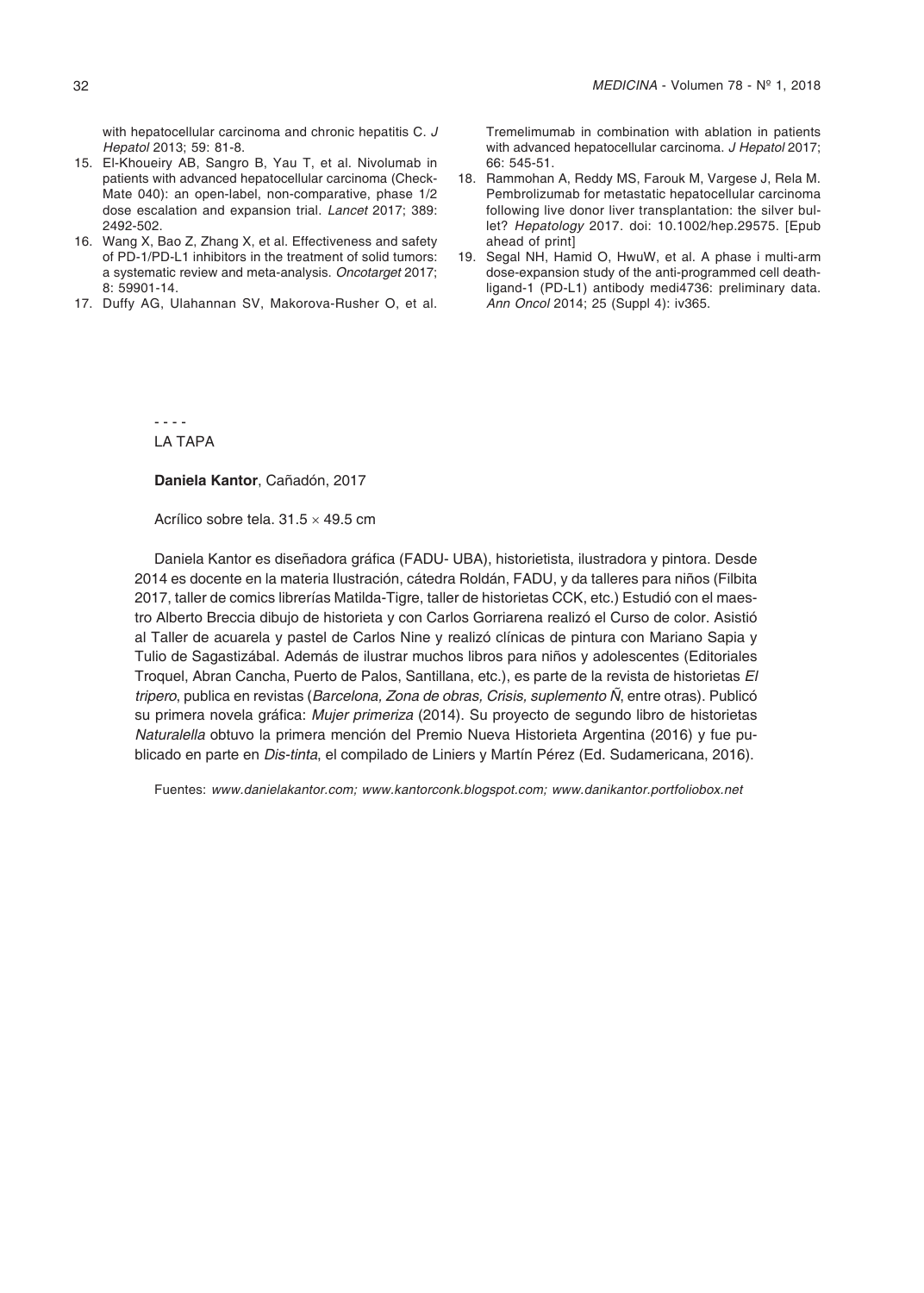with hepatocellular carcinoma and chronic hepatitis C. *J Hepatol* 2013; 59: 81-8.

15. El-Khoueiry AB, Sangro B, Yau T, et al. Nivolumab in patients with advanced hepatocellular carcinoma (Check-Mate 040): an open-label, non-comparative, phase 1/2 dose escalation and expansion trial. *Lancet* 2017; 389: 2492-502.
16. Wang X, Bao Z, Zhang X, et al. Effectiveness and safety of PD-1/PD-L1 inhibitors in the treatment of solid tumors: a systematic review and meta-analysis. *Oncotarget* 2017; 8: 59901-14.
17. Duffy AG, Ulahannan SV, Makorova-Rusher O, et al. Tremelimumab in combination with ablation in patients with advanced hepatocellular carcinoma. *J Hepatol* 2017; 66: 545-51.
18. Rammohan A, Reddy MS, Farouk M, Vargese J, Rela M. Pembrolizumab for metastatic hepatocellular carcinoma following live donor liver transplantation: the silver bullet? *Hepatology* 2017. doi: 10.1002/hep.29575. [Epub ahead of print]
19. Segal NH, Hamid O, HwuW, et al. A phase i multi-arm dose-expansion study of the anti-programmed cell death-ligand-1 (PD-L1) antibody medi4736: preliminary data. *Ann Oncol* 2014; 25 (Suppl 4): iv365.

- - - -

LA TAPA

**Daniela Kantor**, Cañadón, 2017

Acrílico sobre tela. 31.5 × 49.5 cm

Daniela Kantor es diseñadora gráfica (FADU- UBA), historietista, ilustradora y pintora. Desde 2014 es docente en la materia Ilustración, cátedra Roldán, FADU, y da talleres para niños (Filbita 2017, taller de comics librerías Matilda-Tigre, taller de historietas CCK, etc.) Estudió con el maestro Alberto Breccia dibujo de historieta y con Carlos Gorriarena realizó el Curso de color. Asistió al Taller de acuarela y pastel de Carlos Nine y realizó clínicas de pintura con Mariano Sapia y Tulio de Sagastizábal. Además de ilustrar muchos libros para niños y adolescentes (Editoriales Troquel, Abran Cancha, Puerto de Palos, Santillana, etc.), es parte de la revista de historietas *El tripero*, publica en revistas (*Barcelona, Zona de obras, Crisis, suplemento Ñ*, entre otras). Publicó su primera novela gráfica: *Mujer primeriza* (2014). Su proyecto de segundo libro de historietas *Naturalella* obtuvo la primera mención del Premio Nueva Historieta Argentina (2016) y fue publicado en parte en *Dis-tinta*, el compilado de Liniers y Martín Pérez (Ed. Sudamericana, 2016).

Fuentes: *www.danielakantor.com; www.kantorconk.blogspot.com; www.danikantor.portfoliobox.net*